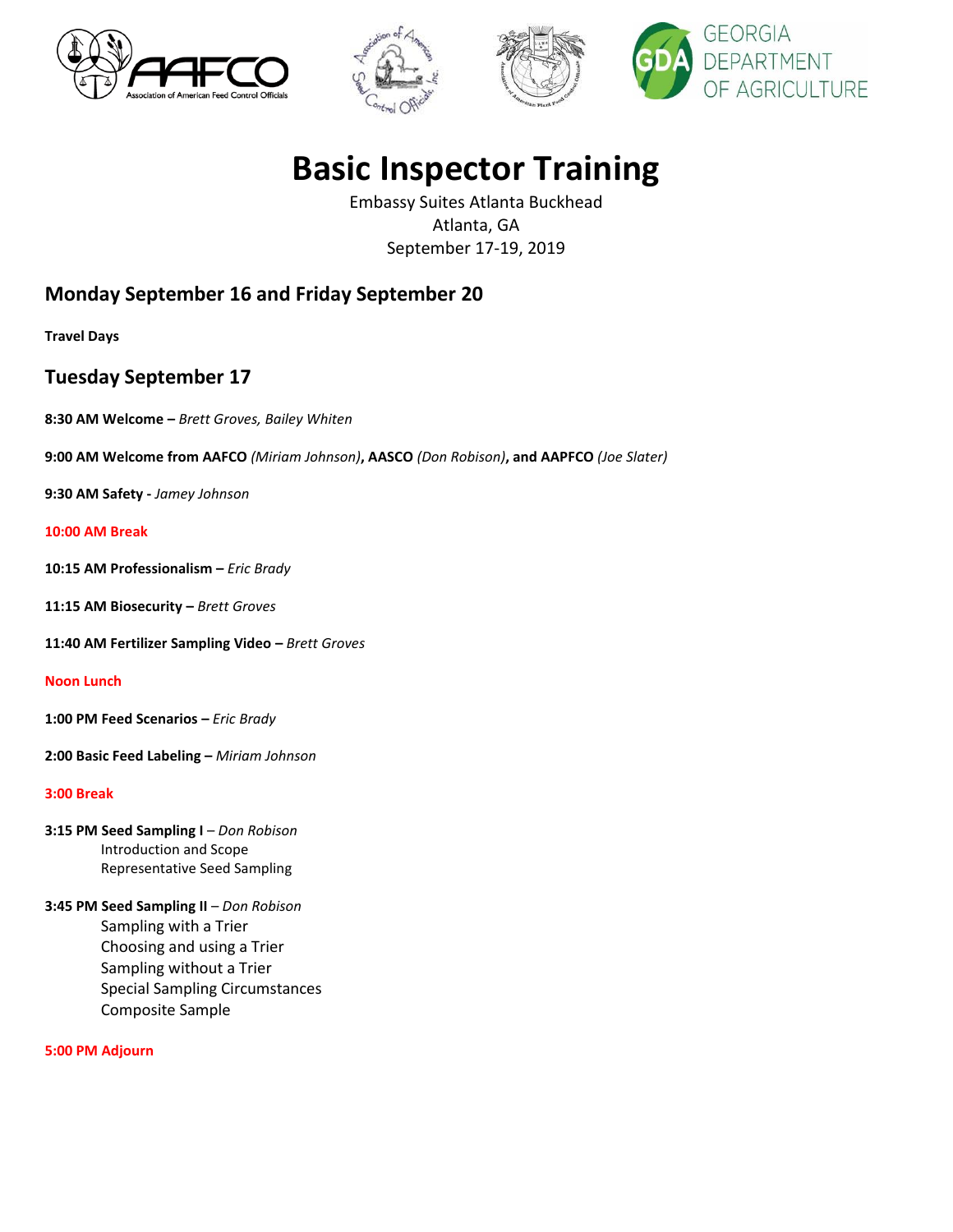# Basic Inspector Training

Embassy Suites Atlanta Buckhead
Atlanta, GA
September 17-19, 2019

## Monday September 16 and Friday September 20

**Travel Days**

## Tuesday September 17

**8:30 AM Welcome –** *Brett Groves, Bailey Whiten*

**9:00 AM Welcome from AAFCO** *(Miriam Johnson)*, **AASCO** *(Don Robison)*, **and AAPFCO** *(Joe Slater)*

**9:30 AM Safety -** *Jamey Johnson*

**10:00 AM Break**

**10:15 AM Professionalism –** *Eric Brady*

**11:15 AM Biosecurity –** *Brett Groves*

**11:40 AM Fertilizer Sampling Video –** *Brett Groves*

**Noon Lunch**

**1:00 PM Feed Scenarios –** *Eric Brady*

**2:00 Basic Feed Labeling –** *Miriam Johnson*

**3:00 Break**

**3:15 PM Seed Sampling I** – *Don Robison*
- Introduction and Scope
- Representative Seed Sampling

**3:45 PM Seed Sampling II** – *Don Robison*
- Sampling with a Trier
- Choosing and using a Trier
- Sampling without a Trier
- Special Sampling Circumstances
- Composite Sample

**5:00 PM Adjourn**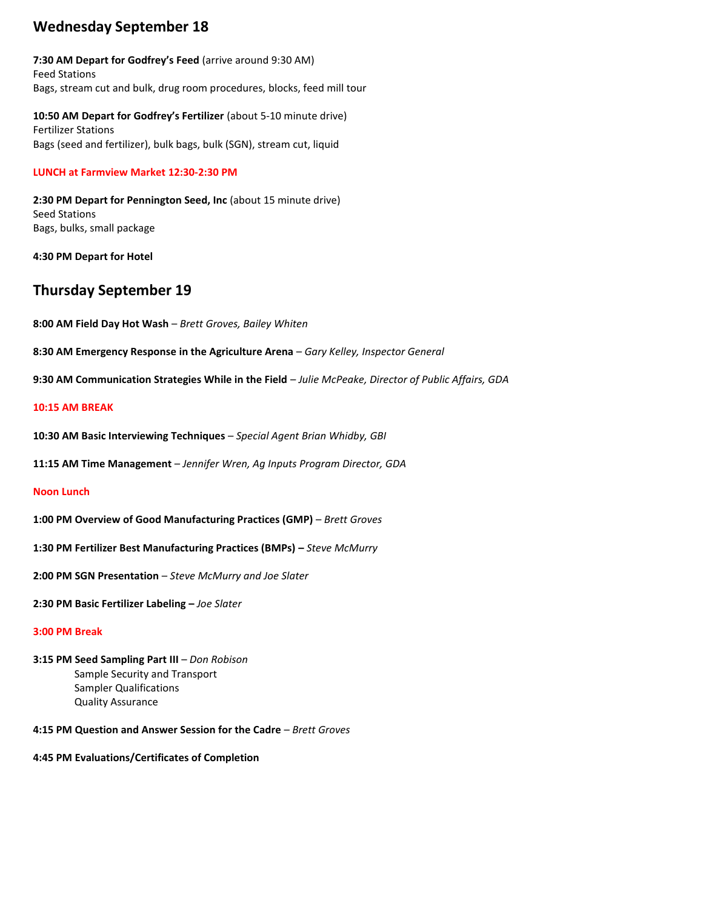## Wednesday September 18

**7:30 AM Depart for Godfrey's Feed** (arrive around 9:30 AM)
Feed Stations
Bags, stream cut and bulk, drug room procedures, blocks, feed mill tour

**10:50 AM Depart for Godfrey's Fertilizer** (about 5-10 minute drive)
Fertilizer Stations
Bags (seed and fertilizer), bulk bags, bulk (SGN), stream cut, liquid

**LUNCH at Farmview Market 12:30-2:30 PM**

**2:30 PM Depart for Pennington Seed, Inc** (about 15 minute drive)
Seed Stations
Bags, bulks, small package

**4:30 PM Depart for Hotel**

## Thursday September 19

**8:00 AM Field Day Hot Wash** – *Brett Groves, Bailey Whiten*

**8:30 AM Emergency Response in the Agriculture Arena** – *Gary Kelley, Inspector General*

**9:30 AM Communication Strategies While in the Field** – *Julie McPeake, Director of Public Affairs, GDA*

**10:15 AM BREAK**

**10:30 AM Basic Interviewing Techniques** – *Special Agent Brian Whidby, GBI*

**11:15 AM Time Management** – *Jennifer Wren, Ag Inputs Program Director, GDA*

**Noon Lunch**

**1:00 PM Overview of Good Manufacturing Practices (GMP)** – *Brett Groves*

**1:30 PM Fertilizer Best Manufacturing Practices (BMPs) –** *Steve McMurry*

**2:00 PM SGN Presentation** – *Steve McMurry and Joe Slater*

**2:30 PM Basic Fertilizer Labeling –** *Joe Slater*

**3:00 PM Break**

**3:15 PM Seed Sampling Part III** – *Don Robison*
- Sample Security and Transport
- Sampler Qualifications
- Quality Assurance

**4:15 PM Question and Answer Session for the Cadre** – *Brett Groves*

**4:45 PM Evaluations/Certificates of Completion**